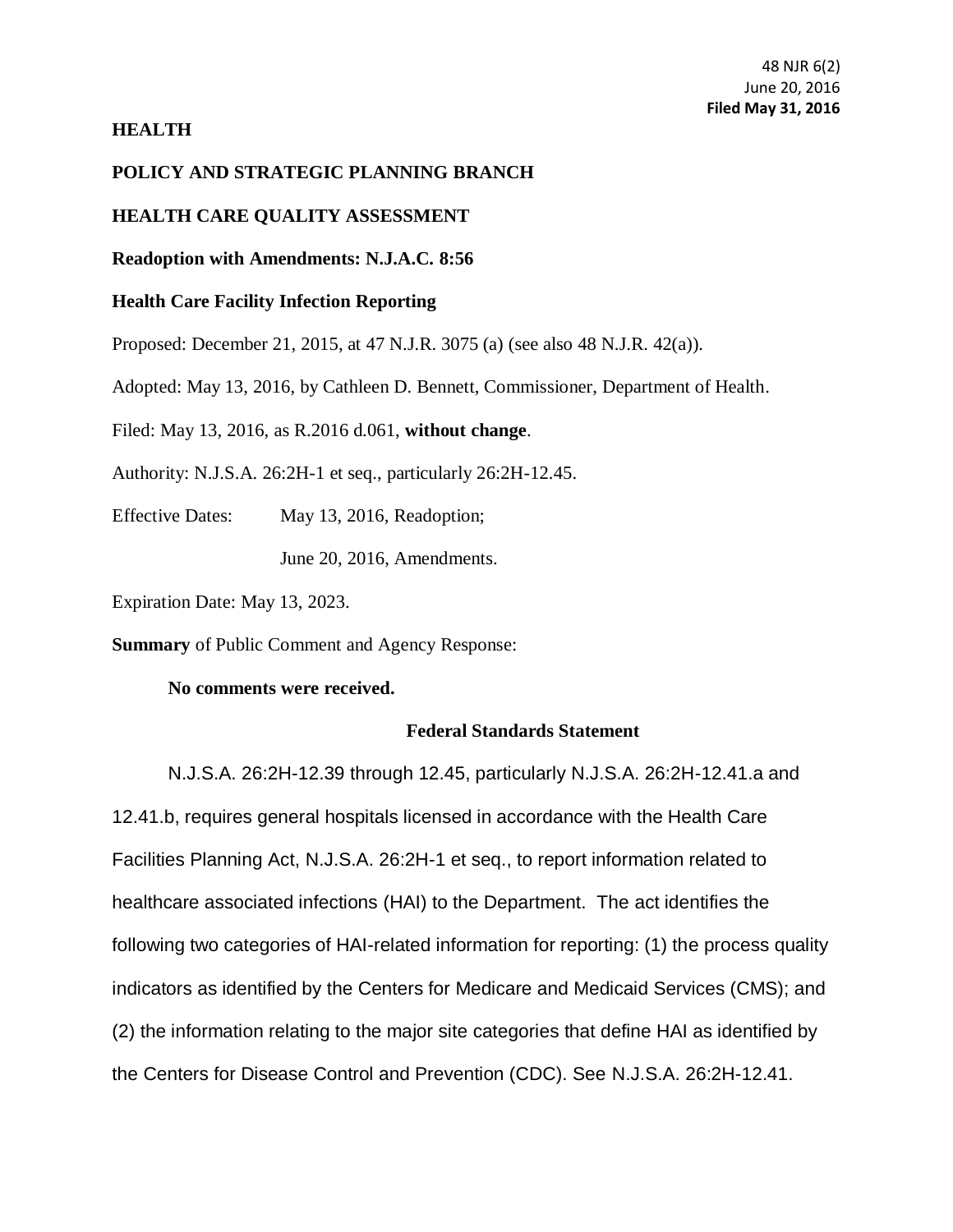48 NJR 6(2)
June 20, 2016
**Filed May 31, 2016**

**HEALTH**

**POLICY AND STRATEGIC PLANNING BRANCH**

**HEALTH CARE QUALITY ASSESSMENT**

**Readoption with Amendments: N.J.A.C. 8:56**

**Health Care Facility Infection Reporting**

Proposed: December 21, 2015, at 47 N.J.R. 3075 (a) (see also 48 N.J.R. 42(a)).

Adopted: May 13, 2016, by Cathleen D. Bennett, Commissioner, Department of Health.

Filed: May 13, 2016, as R.2016 d.061, **without change**.

Authority: N.J.S.A. 26:2H-1 et seq., particularly 26:2H-12.45.

Effective Dates: May 13, 2016, Readoption;

June 20, 2016, Amendments.

Expiration Date: May 13, 2023.

**Summary** of Public Comment and Agency Response:

**No comments were received.**

**Federal Standards Statement**

N.J.S.A. 26:2H-12.39 through 12.45, particularly N.J.S.A. 26:2H-12.41.a and 12.41.b, requires general hospitals licensed in accordance with the Health Care Facilities Planning Act, N.J.S.A. 26:2H-1 et seq., to report information related to healthcare associated infections (HAI) to the Department. The act identifies the following two categories of HAI-related information for reporting: (1) the process quality indicators as identified by the Centers for Medicare and Medicaid Services (CMS); and (2) the information relating to the major site categories that define HAI as identified by the Centers for Disease Control and Prevention (CDC). See N.J.S.A. 26:2H-12.41.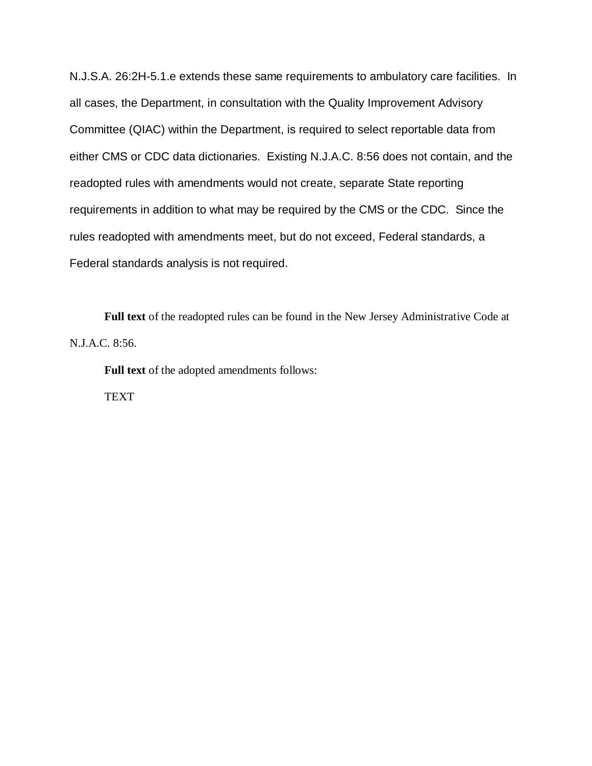N.J.S.A. 26:2H-5.1.e extends these same requirements to ambulatory care facilities. In all cases, the Department, in consultation with the Quality Improvement Advisory Committee (QIAC) within the Department, is required to select reportable data from either CMS or CDC data dictionaries. Existing N.J.A.C. 8:56 does not contain, and the readopted rules with amendments would not create, separate State reporting requirements in addition to what may be required by the CMS or the CDC. Since the rules readopted with amendments meet, but do not exceed, Federal standards, a Federal standards analysis is not required.

**Full text** of the readopted rules can be found in the New Jersey Administrative Code at N.J.A.C. 8:56.

**Full text** of the adopted amendments follows:

TEXT